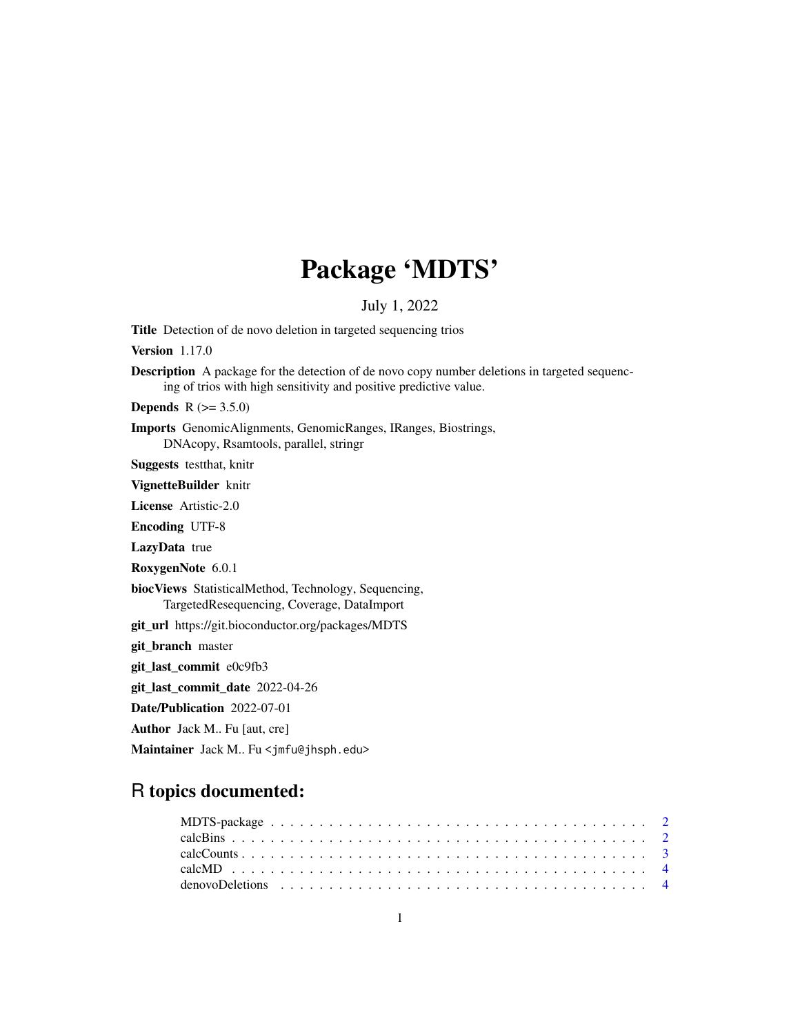# Package 'MDTS'

July 1, 2022

**Title** Detection of de novo deletion in targeted sequencing trios

**Version** 1.17.0

**Description** A package for the detection of de novo copy number deletions in targeted sequencing of trios with high sensitivity and positive predictive value.

**Depends** R (>= 3.5.0)

**Imports** GenomicAlignments, GenomicRanges, IRanges, Biostrings, DNAcopy, Rsamtools, parallel, stringr

**Suggests** testthat, knitr

**VignetteBuilder** knitr

**License** Artistic-2.0

**Encoding** UTF-8

**LazyData** true

**RoxygenNote** 6.0.1

**biocViews** StatisticalMethod, Technology, Sequencing, TargetedResequencing, Coverage, DataImport

**git_url** https://git.bioconductor.org/packages/MDTS

**git_branch** master

**git_last_commit** e0c9fb3

**git_last_commit_date** 2022-04-26

**Date/Publication** 2022-07-01

**Author** Jack M.. Fu [aut, cre]

**Maintainer** Jack M.. Fu <jmfu@jhsph.edu>

## R topics documented:

MDTS-package . . . . . . . . . . . . . . . . . . . . . . . . . . . . . . . . . . . . . . 2
calcBins . . . . . . . . . . . . . . . . . . . . . . . . . . . . . . . . . . . . . . . . . 2
calcCounts . . . . . . . . . . . . . . . . . . . . . . . . . . . . . . . . . . . . . . . . 3
calcMD . . . . . . . . . . . . . . . . . . . . . . . . . . . . . . . . . . . . . . . . . . 4
denovoDeletions . . . . . . . . . . . . . . . . . . . . . . . . . . . . . . . . . . . . . 4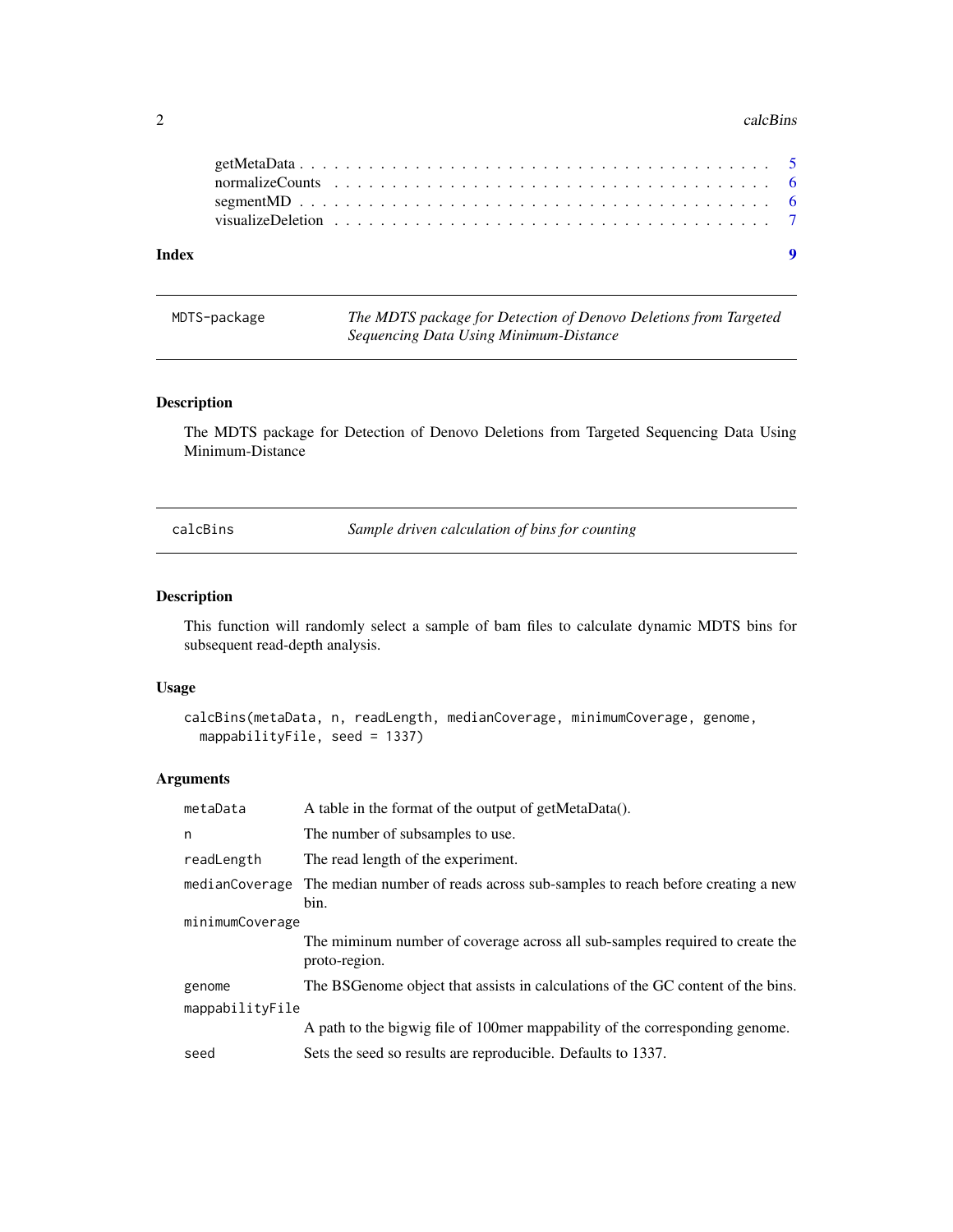| | |
|---|---|
| getMetaData | 5 |
| normalizeCounts | 6 |
| segmentMD | 6 |
| visualizeDeletion | 7 |

**Index** **9**

## MDTS-package — *The MDTS package for Detection of Denovo Deletions from Targeted Sequencing Data Using Minimum-Distance*

### Description

The MDTS package for Detection of Denovo Deletions from Targeted Sequencing Data Using Minimum-Distance

## calcBins — *Sample driven calculation of bins for counting*

### Description

This function will randomly select a sample of bam files to calculate dynamic MDTS bins for subsequent read-depth analysis.

### Usage

```
calcBins(metaData, n, readLength, medianCoverage, minimumCoverage, genome,
  mappabilityFile, seed = 1337)
```

### Arguments

| | |
|---|---|
| `metaData` | A table in the format of the output of getMetaData(). |
| `n` | The number of subsamples to use. |
| `readLength` | The read length of the experiment. |
| `medianCoverage` | The median number of reads across sub-samples to reach before creating a new bin. |
| `minimumCoverage` | The miminum number of coverage across all sub-samples required to create the proto-region. |
| `genome` | The BSGenome object that assists in calculations of the GC content of the bins. |
| `mappabilityFile` | A path to the bigwig file of 100mer mappability of the corresponding genome. |
| `seed` | Sets the seed so results are reproducible. Defaults to 1337. |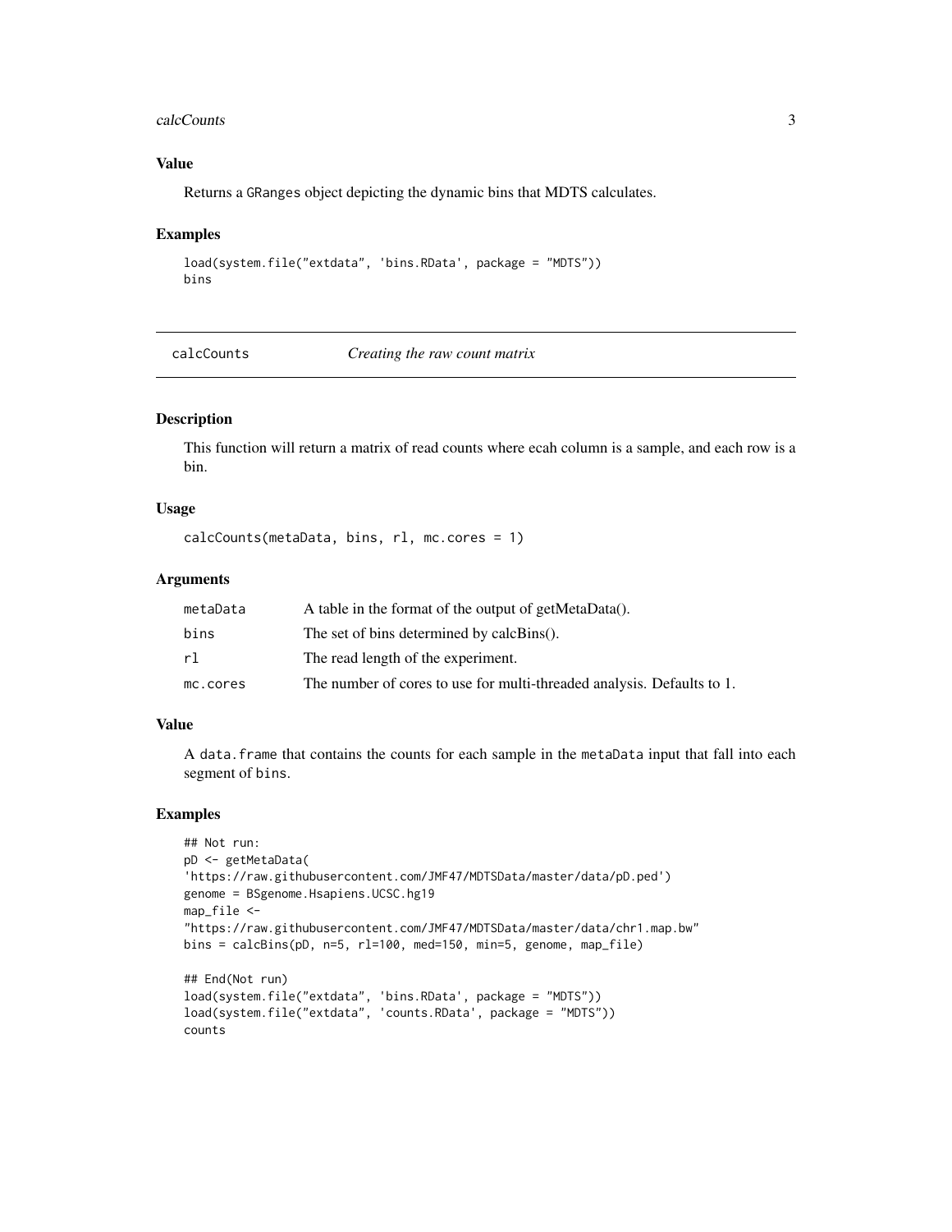### Value

Returns a GRanges object depicting the dynamic bins that MDTS calculates.

### Examples

```
load(system.file("extdata", 'bins.RData', package = "MDTS"))
bins
```

## calcCounts    *Creating the raw count matrix*

### Description

This function will return a matrix of read counts where ecah column is a sample, and each row is a bin.

### Usage

```
calcCounts(metaData, bins, rl, mc.cores = 1)
```

### Arguments

| | |
|---|---|
| metaData | A table in the format of the output of getMetaData(). |
| bins | The set of bins determined by calcBins(). |
| rl | The read length of the experiment. |
| mc.cores | The number of cores to use for multi-threaded analysis. Defaults to 1. |

### Value

A data.frame that contains the counts for each sample in the metaData input that fall into each segment of bins.

### Examples

```
## Not run:
pD <- getMetaData(
'https://raw.githubusercontent.com/JMF47/MDTSData/master/data/pD.ped')
genome = BSgenome.Hsapiens.UCSC.hg19
map_file <-
"https://raw.githubusercontent.com/JMF47/MDTSData/master/data/chr1.map.bw"
bins = calcBins(pD, n=5, rl=100, med=150, min=5, genome, map_file)

## End(Not run)
load(system.file("extdata", 'bins.RData', package = "MDTS"))
load(system.file("extdata", 'counts.RData', package = "MDTS"))
counts
```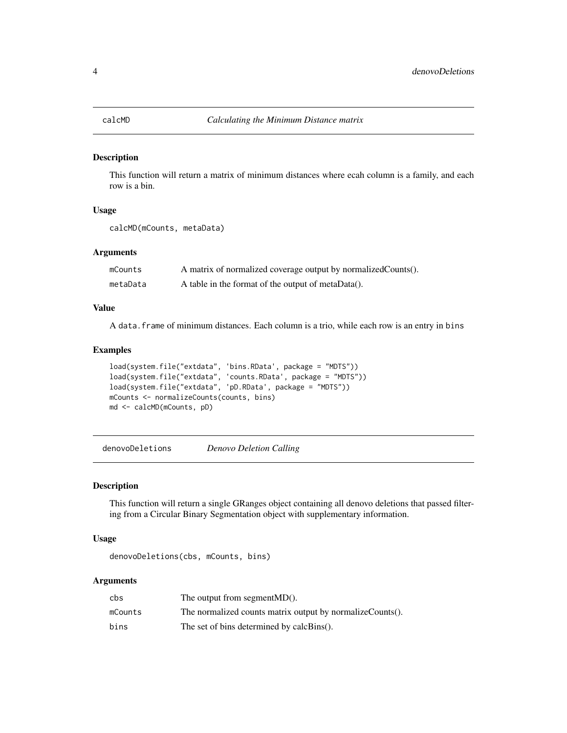## calcMD — *Calculating the Minimum Distance matrix*

### Description

This function will return a matrix of minimum distances where ecah column is a family, and each row is a bin.

### Usage

```
calcMD(mCounts, metaData)
```

### Arguments

| | |
|---|---|
| mCounts | A matrix of normalized coverage output by normalizedCounts(). |
| metaData | A table in the format of the output of metaData(). |

### Value

A `data.frame` of minimum distances. Each column is a trio, while each row is an entry in `bins`

### Examples

```
load(system.file("extdata", 'bins.RData', package = "MDTS"))
load(system.file("extdata", 'counts.RData', package = "MDTS"))
load(system.file("extdata", 'pD.RData', package = "MDTS"))
mCounts <- normalizeCounts(counts, bins)
md <- calcMD(mCounts, pD)
```

## denovoDeletions — *Denovo Deletion Calling*

### Description

This function will return a single GRanges object containing all denovo deletions that passed filtering from a Circular Binary Segmentation object with supplementary information.

### Usage

```
denovoDeletions(cbs, mCounts, bins)
```

### Arguments

| | |
|---|---|
| cbs | The output from segmentMD(). |
| mCounts | The normalized counts matrix output by normalizeCounts(). |
| bins | The set of bins determined by calcBins(). |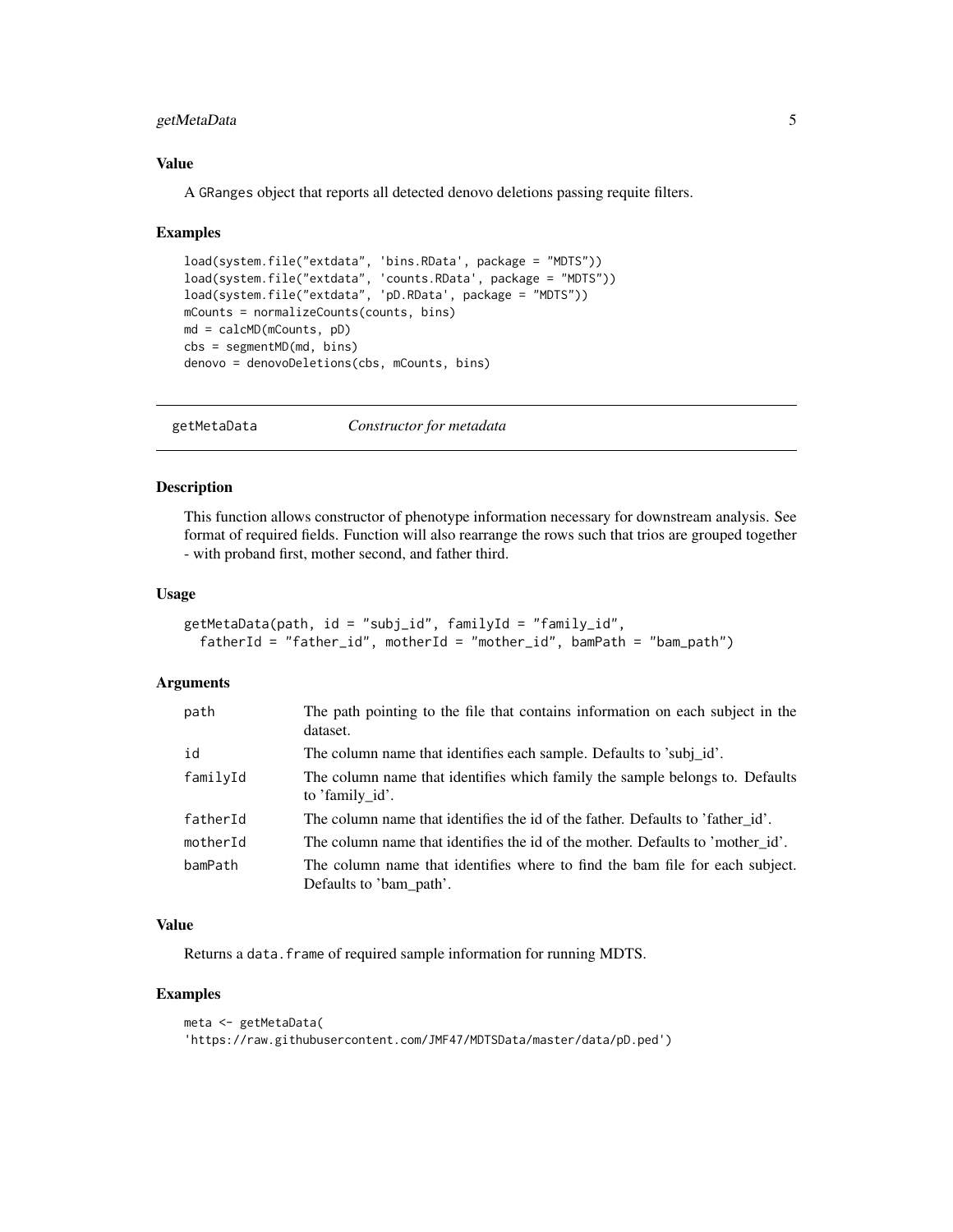### Value

A GRanges object that reports all detected denovo deletions passing requite filters.

### Examples

```
load(system.file("extdata", 'bins.RData', package = "MDTS"))
load(system.file("extdata", 'counts.RData', package = "MDTS"))
load(system.file("extdata", 'pD.RData', package = "MDTS"))
mCounts = normalizeCounts(counts, bins)
md = calcMD(mCounts, pD)
cbs = segmentMD(md, bins)
denovo = denovoDeletions(cbs, mCounts, bins)
```

---

## getMetaData *Constructor for metadata*

---

### Description

This function allows constructor of phenotype information necessary for downstream analysis. See format of required fields. Function will also rearrange the rows such that trios are grouped together - with proband first, mother second, and father third.

### Usage

```
getMetaData(path, id = "subj_id", familyId = "family_id",
  fatherId = "father_id", motherId = "mother_id", bamPath = "bam_path")
```

### Arguments

| | |
|---|---|
| path | The path pointing to the file that contains information on each subject in the dataset. |
| id | The column name that identifies each sample. Defaults to 'subj_id'. |
| familyId | The column name that identifies which family the sample belongs to. Defaults to 'family_id'. |
| fatherId | The column name that identifies the id of the father. Defaults to 'father_id'. |
| motherId | The column name that identifies the id of the mother. Defaults to 'mother_id'. |
| bamPath | The column name that identifies where to find the bam file for each subject. Defaults to 'bam_path'. |

### Value

Returns a data.frame of required sample information for running MDTS.

### Examples

```
meta <- getMetaData(
'https://raw.githubusercontent.com/JMF47/MDTSData/master/data/pD.ped')
```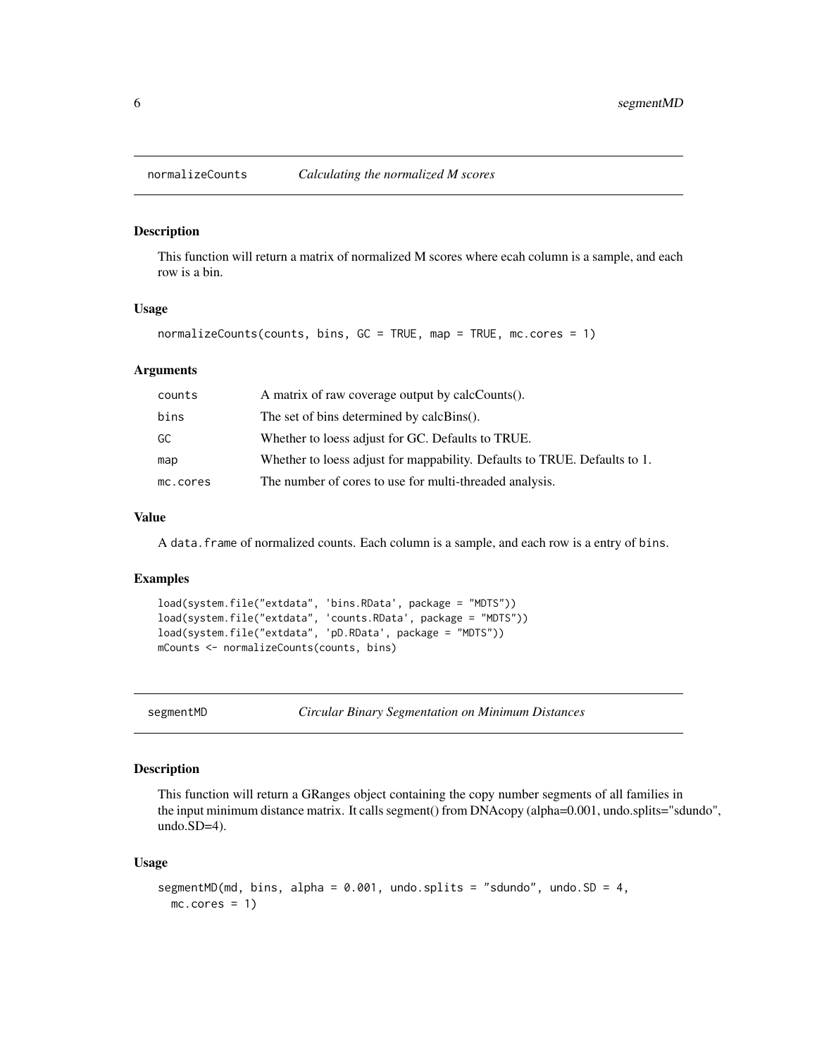## normalizeCounts *Calculating the normalized M scores*

### Description

This function will return a matrix of normalized M scores where ecah column is a sample, and each row is a bin.

### Usage

```
normalizeCounts(counts, bins, GC = TRUE, map = TRUE, mc.cores = 1)
```

### Arguments

| | |
|---|---|
| counts | A matrix of raw coverage output by calcCounts(). |
| bins | The set of bins determined by calcBins(). |
| GC | Whether to loess adjust for GC. Defaults to TRUE. |
| map | Whether to loess adjust for mappability. Defaults to TRUE. Defaults to 1. |
| mc.cores | The number of cores to use for multi-threaded analysis. |

### Value

A `data.frame` of normalized counts. Each column is a sample, and each row is a entry of `bins`.

### Examples

```
load(system.file("extdata", 'bins.RData', package = "MDTS"))
load(system.file("extdata", 'counts.RData', package = "MDTS"))
load(system.file("extdata", 'pD.RData', package = "MDTS"))
mCounts <- normalizeCounts(counts, bins)
```

## segmentMD *Circular Binary Segmentation on Minimum Distances*

### Description

This function will return a GRanges object containing the copy number segments of all families in the input minimum distance matrix. It calls segment() from DNAcopy (alpha=0.001, undo.splits="sdundo", undo.SD=4).

### Usage

```
segmentMD(md, bins, alpha = 0.001, undo.splits = "sdundo", undo.SD = 4,
  mc.cores = 1)
```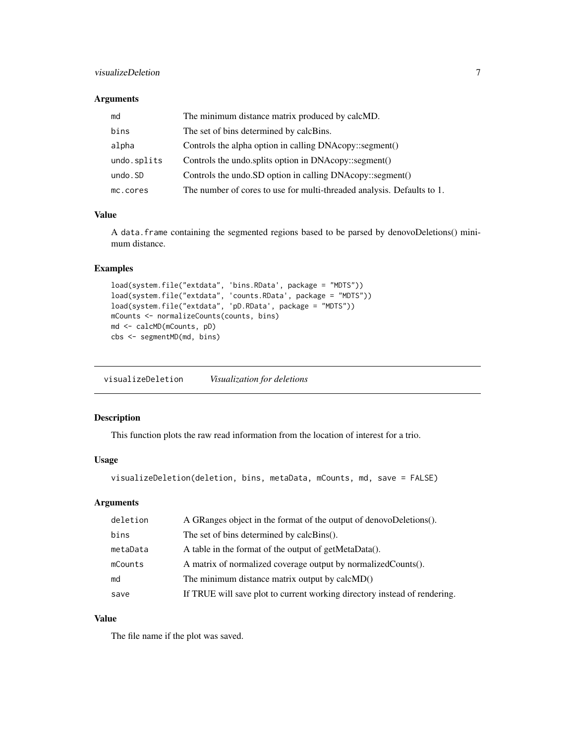### Arguments

| | |
|---|---|
| md | The minimum distance matrix produced by calcMD. |
| bins | The set of bins determined by calcBins. |
| alpha | Controls the alpha option in calling DNAcopy::segment() |
| undo.splits | Controls the undo.splits option in DNAcopy::segment() |
| undo.SD | Controls the undo.SD option in calling DNAcopy::segment() |
| mc.cores | The number of cores to use for multi-threaded analysis. Defaults to 1. |

### Value

A data.frame containing the segmented regions based to be parsed by denovoDeletions() minimum distance.

### Examples

```
load(system.file("extdata", 'bins.RData', package = "MDTS"))
load(system.file("extdata", 'counts.RData', package = "MDTS"))
load(system.file("extdata", 'pD.RData', package = "MDTS"))
mCounts <- normalizeCounts(counts, bins)
md <- calcMD(mCounts, pD)
cbs <- segmentMD(md, bins)
```

## visualizeDeletion — *Visualization for deletions*

### Description

This function plots the raw read information from the location of interest for a trio.

### Usage

```
visualizeDeletion(deletion, bins, metaData, mCounts, md, save = FALSE)
```

### Arguments

| | |
|---|---|
| deletion | A GRanges object in the format of the output of denovoDeletions(). |
| bins | The set of bins determined by calcBins(). |
| metaData | A table in the format of the output of getMetaData(). |
| mCounts | A matrix of normalized coverage output by normalizedCounts(). |
| md | The minimum distance matrix output by calcMD() |
| save | If TRUE will save plot to current working directory instead of rendering. |

### Value

The file name if the plot was saved.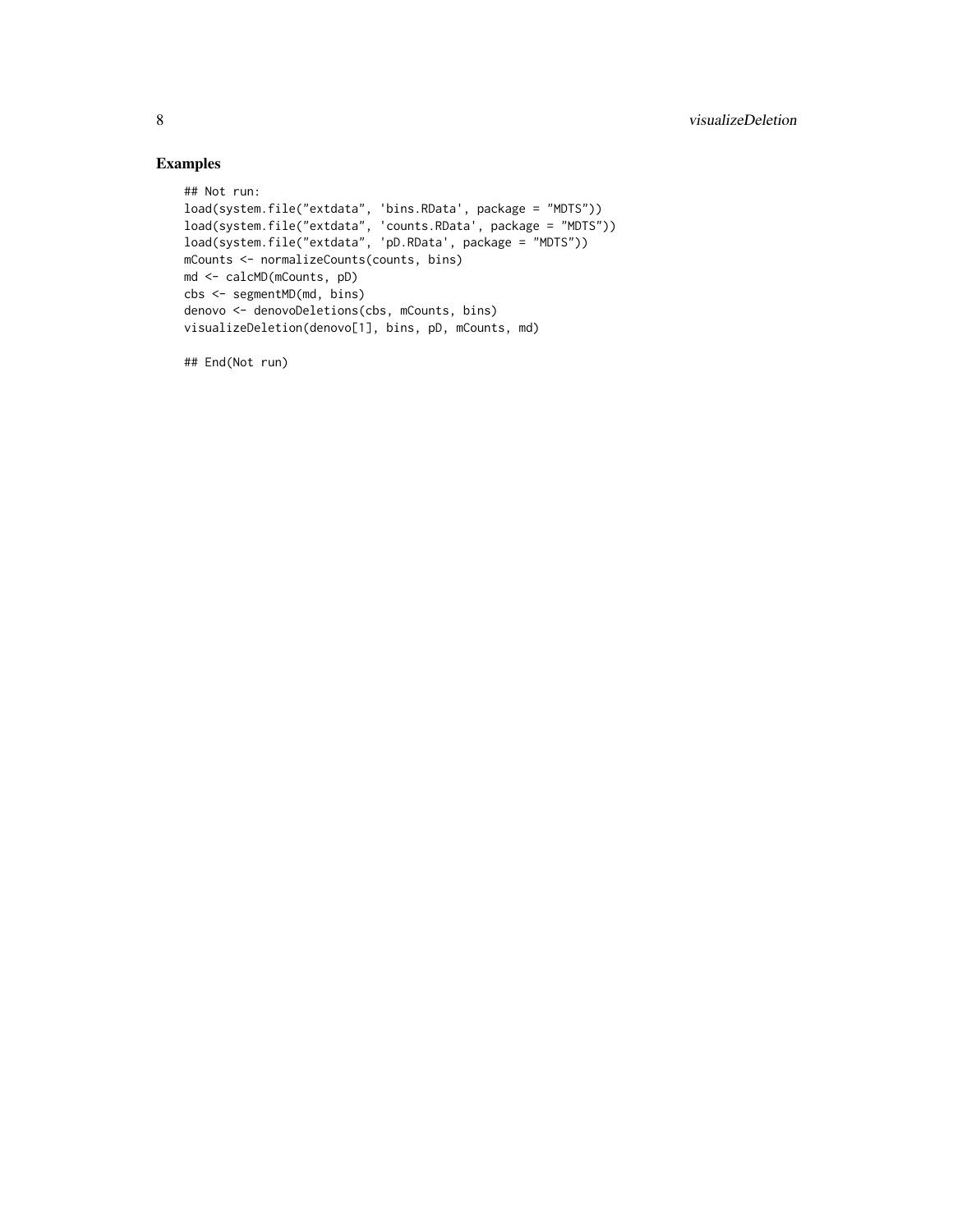## Examples

```
## Not run:
load(system.file("extdata", 'bins.RData', package = "MDTS"))
load(system.file("extdata", 'counts.RData', package = "MDTS"))
load(system.file("extdata", 'pD.RData', package = "MDTS"))
mCounts <- normalizeCounts(counts, bins)
md <- calcMD(mCounts, pD)
cbs <- segmentMD(md, bins)
denovo <- denovoDeletions(cbs, mCounts, bins)
visualizeDeletion(denovo[1], bins, pD, mCounts, md)

## End(Not run)
```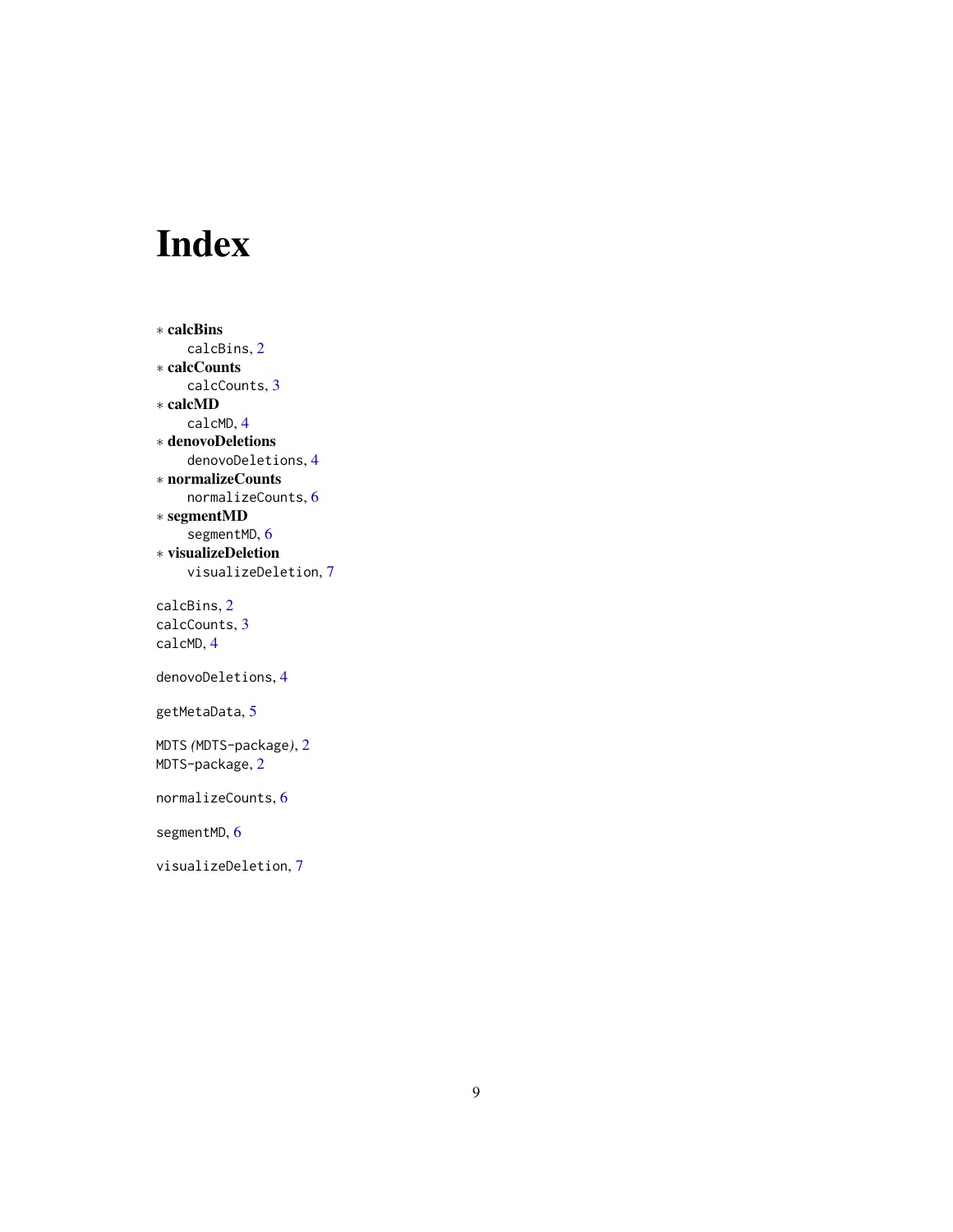# Index

∗ **calcBins**
  calcBins, 2
∗ **calcCounts**
  calcCounts, 3
∗ **calcMD**
  calcMD, 4
∗ **denovoDeletions**
  denovoDeletions, 4
∗ **normalizeCounts**
  normalizeCounts, 6
∗ **segmentMD**
  segmentMD, 6
∗ **visualizeDeletion**
  visualizeDeletion, 7

calcBins, 2
calcCounts, 3
calcMD, 4

denovoDeletions, 4

getMetaData, 5

MDTS *(*MDTS-package*)*, 2
MDTS-package, 2

normalizeCounts, 6

segmentMD, 6

visualizeDeletion, 7